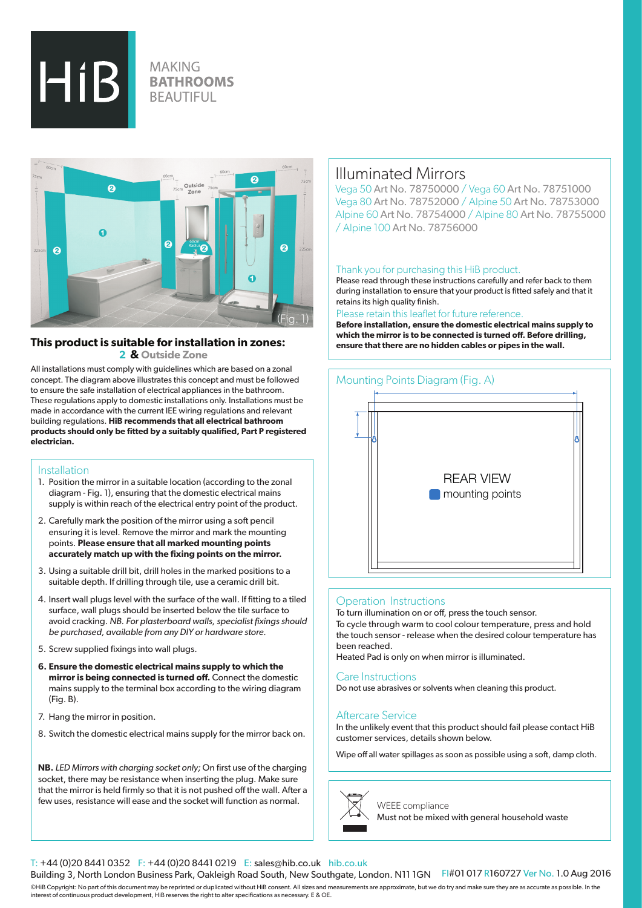# HiB

MAKING
**BATHROOMS**
BEAUTIFUL

60cm
75cm
225cm
Outside Zone
60cm Radius
❶
❷
(Fig. 1)

### This product is suitable for installation in zones:

**2 & Outside Zone**

All installations must comply with guidelines which are based on a zonal concept. The diagram above illustrates this concept and must be followed to ensure the safe installation of electrical appliances in the bathroom. These regulations apply to domestic installations only. Installations must be made in accordance with the current IEE wiring regulations and relevant building regulations. **HiB recommends that all electrical bathroom products should only be fitted by a suitably qualified, Part P registered electrician.**

## Installation

1. Position the mirror in a suitable location (according to the zonal diagram - Fig. 1), ensuring that the domestic electrical mains supply is within reach of the electrical entry point of the product.
2. Carefully mark the position of the mirror using a soft pencil ensuring it is level. Remove the mirror and mark the mounting points. **Please ensure that all marked mounting points accurately match up with the fixing points on the mirror.**
3. Using a suitable drill bit, drill holes in the marked positions to a suitable depth. If drilling through tile, use a ceramic drill bit.
4. Insert wall plugs level with the surface of the wall. If fitting to a tiled surface, wall plugs should be inserted below the tile surface to avoid cracking. *NB. For plasterboard walls, specialist fixings should be purchased, available from any DIY or hardware store.*
5. Screw supplied fixings into wall plugs.
6. **Ensure the domestic electrical mains supply to which the mirror is being connected is turned off.** Connect the domestic mains supply to the terminal box according to the wiring diagram (Fig. B).
7. Hang the mirror in position.
8. Switch the domestic electrical mains supply for the mirror back on.

**NB.** *LED Mirrors with charging socket only;* On first use of the charging socket, there may be resistance when inserting the plug. Make sure that the mirror is held firmly so that it is not pushed off the wall. After a few uses, resistance will ease and the socket will function as normal.

# Illuminated Mirrors

Vega 50 Art No. 78750000 / Vega 60 Art No. 78751000
Vega 80 Art No. 78752000 / Alpine 50 Art No. 78753000
Alpine 60 Art No. 78754000 / Alpine 80 Art No. 78755000
/ Alpine 100 Art No. 78756000

Thank you for purchasing this HiB product.

Please read through these instructions carefully and refer back to them during installation to ensure that your product is fitted safely and that it retains its high quality finish.

Please retain this leaflet for future reference.

**Before installation, ensure the domestic electrical mains supply to which the mirror is to be connected is turned off. Before drilling, ensure that there are no hidden cables or pipes in the wall.**

## Mounting Points Diagram (Fig. A)

REAR VIEW
mounting points

## Operation Instructions

To turn illumination on or off, press the touch sensor.
To cycle through warm to cool colour temperature, press and hold the touch sensor - release when the desired colour temperature has been reached.
Heated Pad is only on when mirror is illuminated.

## Care Instructions

Do not use abrasives or solvents when cleaning this product.

## Aftercare Service

In the unlikely event that this product should fail please contact HiB customer services, details shown below.

Wipe off all water spillages as soon as possible using a soft, damp cloth.

WEEE compliance
Must not be mixed with general household waste

T: +44 (0)20 8441 0352 F: +44 (0)20 8441 0219 E: sales@hib.co.uk hib.co.uk
Building 3, North London Business Park, Oakleigh Road South, New Southgate, London. N11 1GN FI#01 017 R160727 Ver No. 1.0 Aug 2016

©HiB Copyright: No part of this document may be reprinted or duplicated without HiB consent. All sizes and measurements are approximate, but we do try and make sure they are as accurate as possible. In the interest of continuous product development, HiB reserves the right to alter specifications as necessary. E & OE.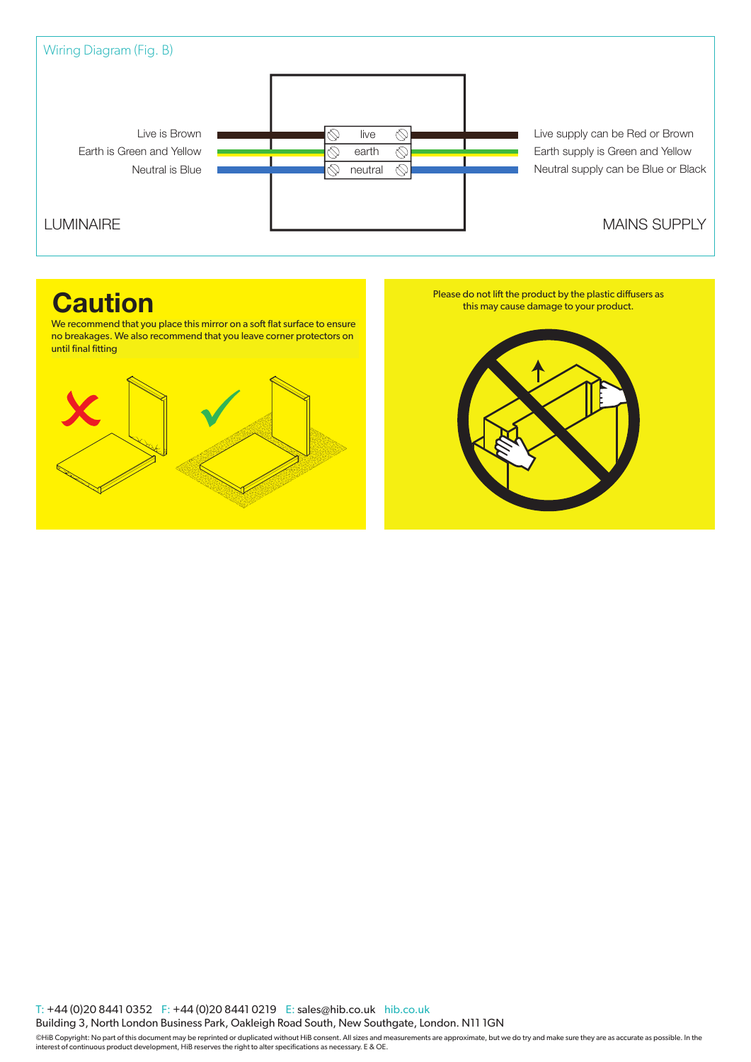Wiring Diagram (Fig. B)

Live is Brown
Earth is Green and Yellow
Neutral is Blue

live
earth
neutral

Live supply can be Red or Brown
Earth supply is Green and Yellow
Neutral supply can be Blue or Black

LUMINAIRE

MAINS SUPPLY

# Caution

We recommend that you place this mirror on a soft flat surface to ensure no breakages. We also recommend that you leave corner protectors on until final fitting

Please do not lift the product by the plastic diffusers as this may cause damage to your product.

T: +44 (0)20 8441 0352  F: +44 (0)20 8441 0219  E: sales@hib.co.uk  hib.co.uk
Building 3, North London Business Park, Oakleigh Road South, New Southgate, London. N11 1GN

©HiB Copyright: No part of this document may be reprinted or duplicated without HiB consent. All sizes and measurements are approximate, but we do try and make sure they are as accurate as possible. In the interest of continuous product development, HiB reserves the right to alter specifications as necessary. E & OE.